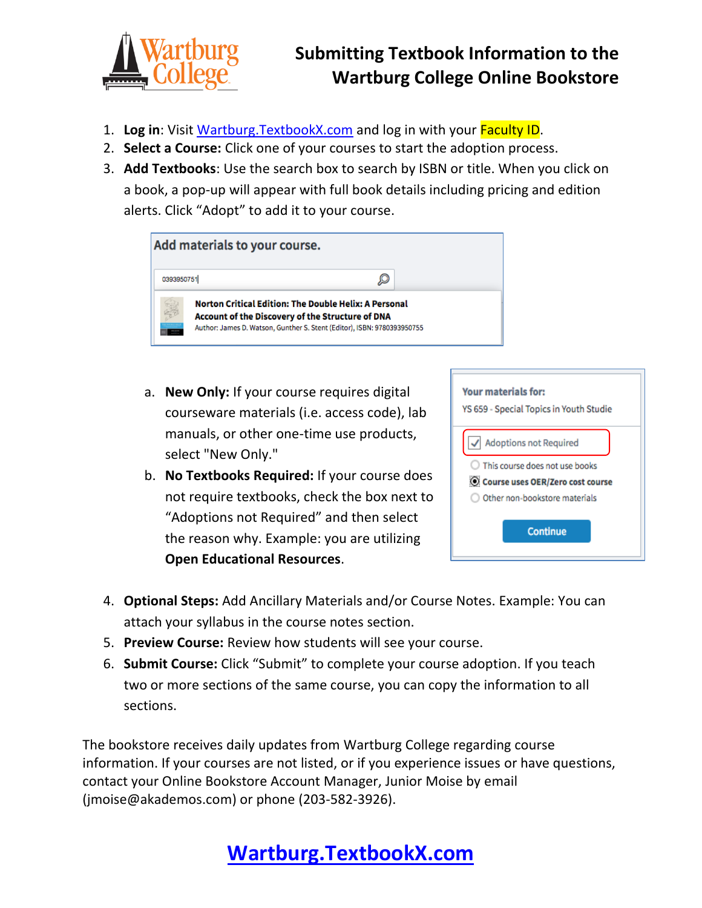# Submitting Textbook Information to the Wartburg College Online Bookstore

1. **Log in**: Visit Wartburg.TextbookX.com and log in with your Faculty ID.
2. **Select a Course:** Click one of your courses to start the adoption process.
3. **Add Textbooks**: Use the search box to search by ISBN or title. When you click on a book, a pop-up will appear with full book details including pricing and edition alerts. Click "Adopt" to add it to your course.

Add materials to your course.

0393950751

Norton Critical Edition: The Double Helix: A Personal Account of the Discovery of the Structure of DNA
Author: James D. Watson, Gunther S. Stent (Editor), ISBN: 9780393950755

   a. **New Only:** If your course requires digital courseware materials (i.e. access code), lab manuals, or other one-time use products, select "New Only."
   b. **No Textbooks Required:** If your course does not require textbooks, check the box next to "Adoptions not Required" and then select the reason why. Example: you are utilizing **Open Educational Resources**.

Your materials for:
YS 659 - Special Topics in Youth Studie

Adoptions not Required
This course does not use books
Course uses OER/Zero cost course
Other non-bookstore materials
Continue

4. **Optional Steps:** Add Ancillary Materials and/or Course Notes. Example: You can attach your syllabus in the course notes section.
5. **Preview Course:** Review how students will see your course.
6. **Submit Course:** Click "Submit" to complete your course adoption. If you teach two or more sections of the same course, you can copy the information to all sections.

The bookstore receives daily updates from Wartburg College regarding course information. If your courses are not listed, or if you experience issues or have questions, contact your Online Bookstore Account Manager, Junior Moise by email (jmoise@akademos.com) or phone (203-582-3926).

**Wartburg.TextbookX.com**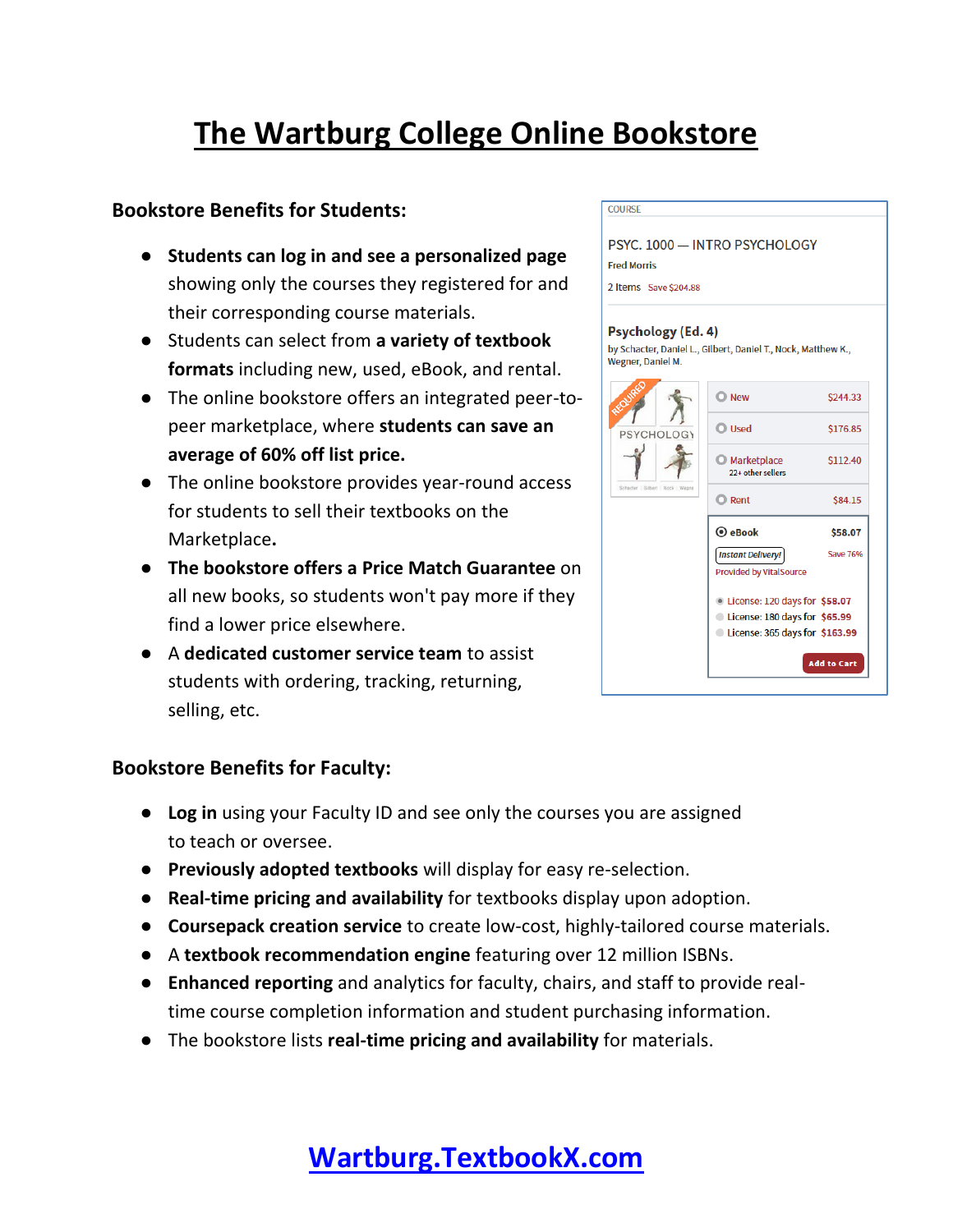# The Wartburg College Online Bookstore

### Bookstore Benefits for Students:

- **Students can log in and see a personalized page** showing only the courses they registered for and their corresponding course materials.
- Students can select from **a variety of textbook formats** including new, used, eBook, and rental.
- The online bookstore offers an integrated peer-to-peer marketplace, where **students can save an average of 60% off list price.**
- The online bookstore provides year-round access for students to sell their textbooks on the Marketplace**.**
- **The bookstore offers a Price Match Guarantee** on all new books, so students won't pay more if they find a lower price elsewhere.
- A **dedicated customer service team** to assist students with ordering, tracking, returning, selling, etc.

COURSE

PSYC. 1000 — INTRO PSYCHOLOGY

Fred Morris

2 Items Save $204.88

**Psychology (Ed. 4)**

by Schacter, Daniel L., Gilbert, Daniel T., Nock, Matthew K., Wegner, Daniel M.

REQUIRED

PSYCHOLOGY

New $244.33

Used $176.85

Marketplace $112.40
22+ other sellers

Rent $84.15

eBook $58.07

Instant Delivery! Save 76%

Provided by VitalSource

License: 120 days for $58.07

License: 180 days for $65.99

License: 365 days for $163.99

Add to Cart

### Bookstore Benefits for Faculty:

- **Log in** using your Faculty ID and see only the courses you are assigned to teach or oversee.
- **Previously adopted textbooks** will display for easy re-selection.
- **Real-time pricing and availability** for textbooks display upon adoption.
- **Coursepack creation service** to create low-cost, highly-tailored course materials.
- A **textbook recommendation engine** featuring over 12 million ISBNs.
- **Enhanced reporting** and analytics for faculty, chairs, and staff to provide real-time course completion information and student purchasing information.
- The bookstore lists **real-time pricing and availability** for materials.

**Wartburg.TextbookX.com**